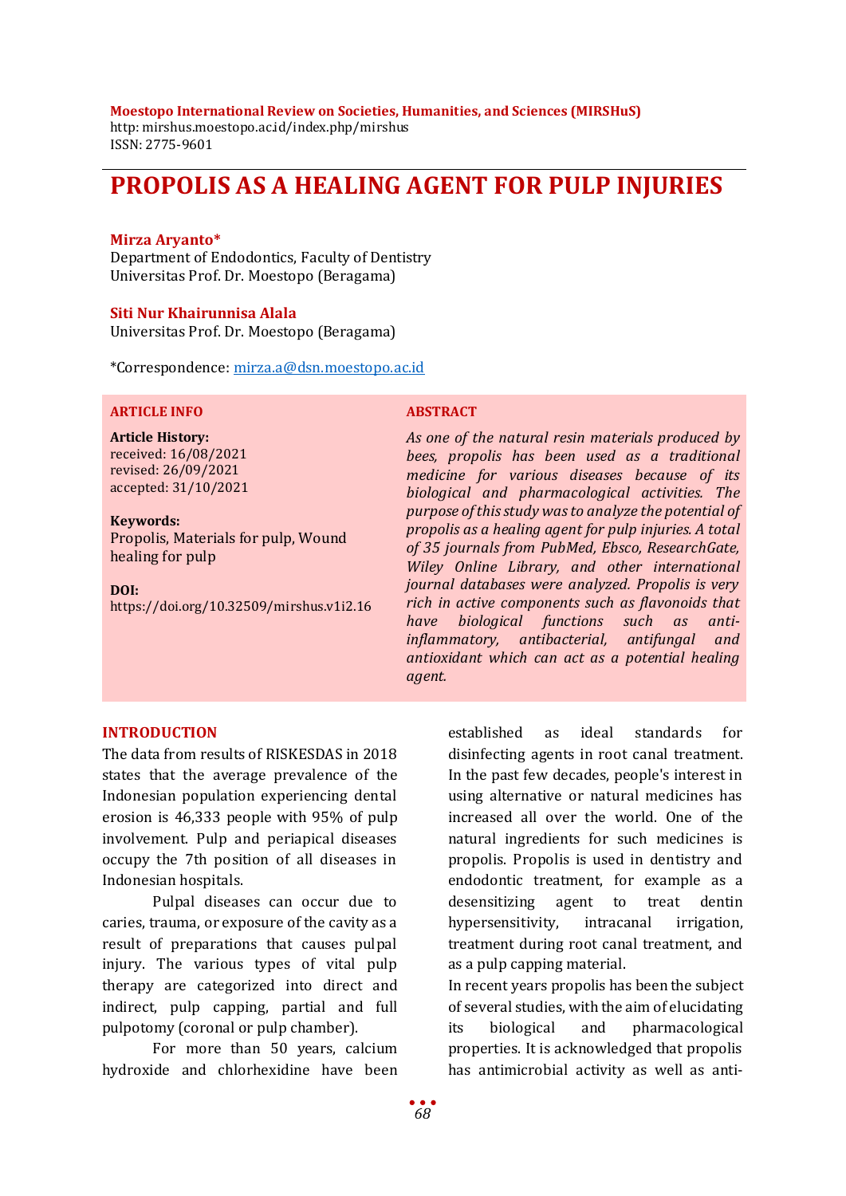**Moestopo International Review on Societies, Humanities, and Sciences (MIRSHuS)**
http: mirshus.moestopo.ac.id/index.php/mirshus
ISSN: 2775-9601

# PROPOLIS AS A HEALING AGENT FOR PULP INJURIES

**Mirza Aryanto***
Department of Endodontics, Faculty of Dentistry
Universitas Prof. Dr. Moestopo (Beragama)

**Siti Nur Khairunnisa Alala**
Universitas Prof. Dr. Moestopo (Beragama)

*Correspondence: mirza.a@dsn.moestopo.ac.id

**ARTICLE INFO**

**Article History:**
received: 16/08/2021
revised: 26/09/2021
accepted: 31/10/2021

**Keywords:**
Propolis, Materials for pulp, Wound healing for pulp

**DOI:**
https://doi.org/10.32509/mirshus.v1i2.16

**ABSTRACT**

*As one of the natural resin materials produced by bees, propolis has been used as a traditional medicine for various diseases because of its biological and pharmacological activities. The purpose of this study was to analyze the potential of propolis as a healing agent for pulp injuries. A total of 35 journals from PubMed, Ebsco, ResearchGate, Wiley Online Library, and other international journal databases were analyzed. Propolis is very rich in active components such as flavonoids that have biological functions such as anti-inflammatory, antibacterial, antifungal and antioxidant which can act as a potential healing agent.*

## INTRODUCTION

The data from results of RISKESDAS in 2018 states that the average prevalence of the Indonesian population experiencing dental erosion is 46,333 people with 95% of pulp involvement. Pulp and periapical diseases occupy the 7th position of all diseases in Indonesian hospitals.

Pulpal diseases can occur due to caries, trauma, or exposure of the cavity as a result of preparations that causes pulpal injury. The various types of vital pulp therapy are categorized into direct and indirect, pulp capping, partial and full pulpotomy (coronal or pulp chamber).

For more than 50 years, calcium hydroxide and chlorhexidine have been established as ideal standards for disinfecting agents in root canal treatment. In the past few decades, people's interest in using alternative or natural medicines has increased all over the world. One of the natural ingredients for such medicines is propolis. Propolis is used in dentistry and endodontic treatment, for example as a desensitizing agent to treat dentin hypersensitivity, intracanal irrigation, treatment during root canal treatment, and as a pulp capping material.

In recent years propolis has been the subject of several studies, with the aim of elucidating its biological and pharmacological properties. It is acknowledged that propolis has antimicrobial activity as well as anti-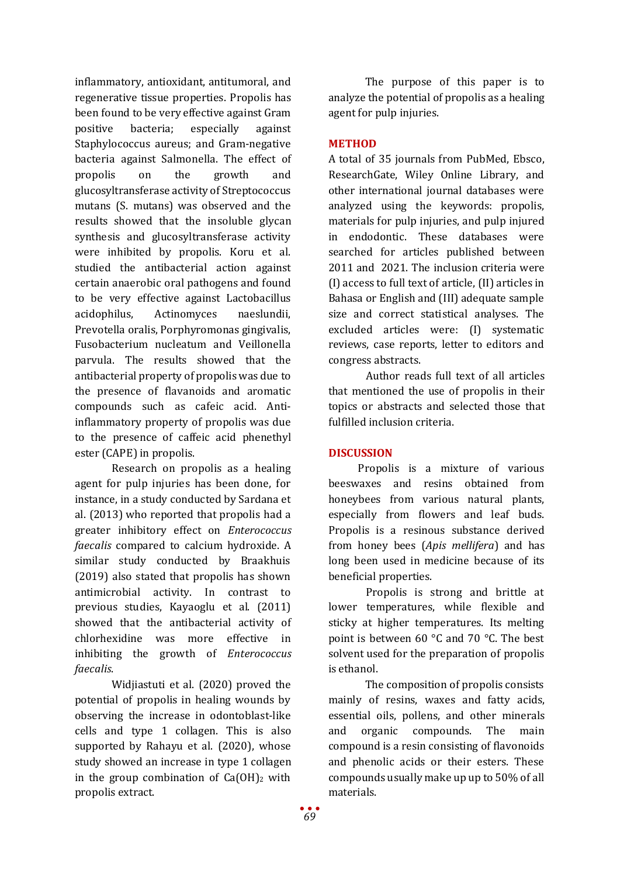inflammatory, antioxidant, antitumoral, and regenerative tissue properties. Propolis has been found to be very effective against Gram positive bacteria; especially against Staphylococcus aureus; and Gram-negative bacteria against Salmonella. The effect of propolis on the growth and glucosyltransferase activity of Streptococcus mutans (S. mutans) was observed and the results showed that the insoluble glycan synthesis and glucosyltransferase activity were inhibited by propolis. Koru et al. studied the antibacterial action against certain anaerobic oral pathogens and found to be very effective against Lactobacillus acidophilus, Actinomyces naeslundii, Prevotella oralis, Porphyromonas gingivalis, Fusobacterium nucleatum and Veillonella parvula. The results showed that the antibacterial property of propolis was due to the presence of flavanoids and aromatic compounds such as cafeic acid. Anti-inflammatory property of propolis was due to the presence of caffeic acid phenethyl ester (CAPE) in propolis.

Research on propolis as a healing agent for pulp injuries has been done, for instance, in a study conducted by Sardana et al. (2013) who reported that propolis had a greater inhibitory effect on *Enterococcus faecalis* compared to calcium hydroxide. A similar study conducted by Braakhuis (2019) also stated that propolis has shown antimicrobial activity. In contrast to previous studies, Kayaoglu et al. (2011) showed that the antibacterial activity of chlorhexidine was more effective in inhibiting the growth of *Enterococcus faecalis*.

Widjiastuti et al. (2020) proved the potential of propolis in healing wounds by observing the increase in odontoblast-like cells and type 1 collagen. This is also supported by Rahayu et al. (2020), whose study showed an increase in type 1 collagen in the group combination of $Ca(OH)_2$ with propolis extract.

The purpose of this paper is to analyze the potential of propolis as a healing agent for pulp injuries.

## METHOD

A total of 35 journals from PubMed, Ebsco, ResearchGate, Wiley Online Library, and other international journal databases were analyzed using the keywords: propolis, materials for pulp injuries, and pulp injured in endodontic. These databases were searched for articles published between 2011 and 2021. The inclusion criteria were (I) access to full text of article, (II) articles in Bahasa or English and (III) adequate sample size and correct statistical analyses. The excluded articles were: (I) systematic reviews, case reports, letter to editors and congress abstracts.

Author reads full text of all articles that mentioned the use of propolis in their topics or abstracts and selected those that fulfilled inclusion criteria.

## DISCUSSION

Propolis is a mixture of various beeswaxes and resins obtained from honeybees from various natural plants, especially from flowers and leaf buds. Propolis is a resinous substance derived from honey bees (*Apis mellifera*) and has long been used in medicine because of its beneficial properties.

Propolis is strong and brittle at lower temperatures, while flexible and sticky at higher temperatures. Its melting point is between 60 °C and 70 °C. The best solvent used for the preparation of propolis is ethanol.

The composition of propolis consists mainly of resins, waxes and fatty acids, essential oils, pollens, and other minerals and organic compounds. The main compound is a resin consisting of flavonoids and phenolic acids or their esters. These compounds usually make up up to 50% of all materials.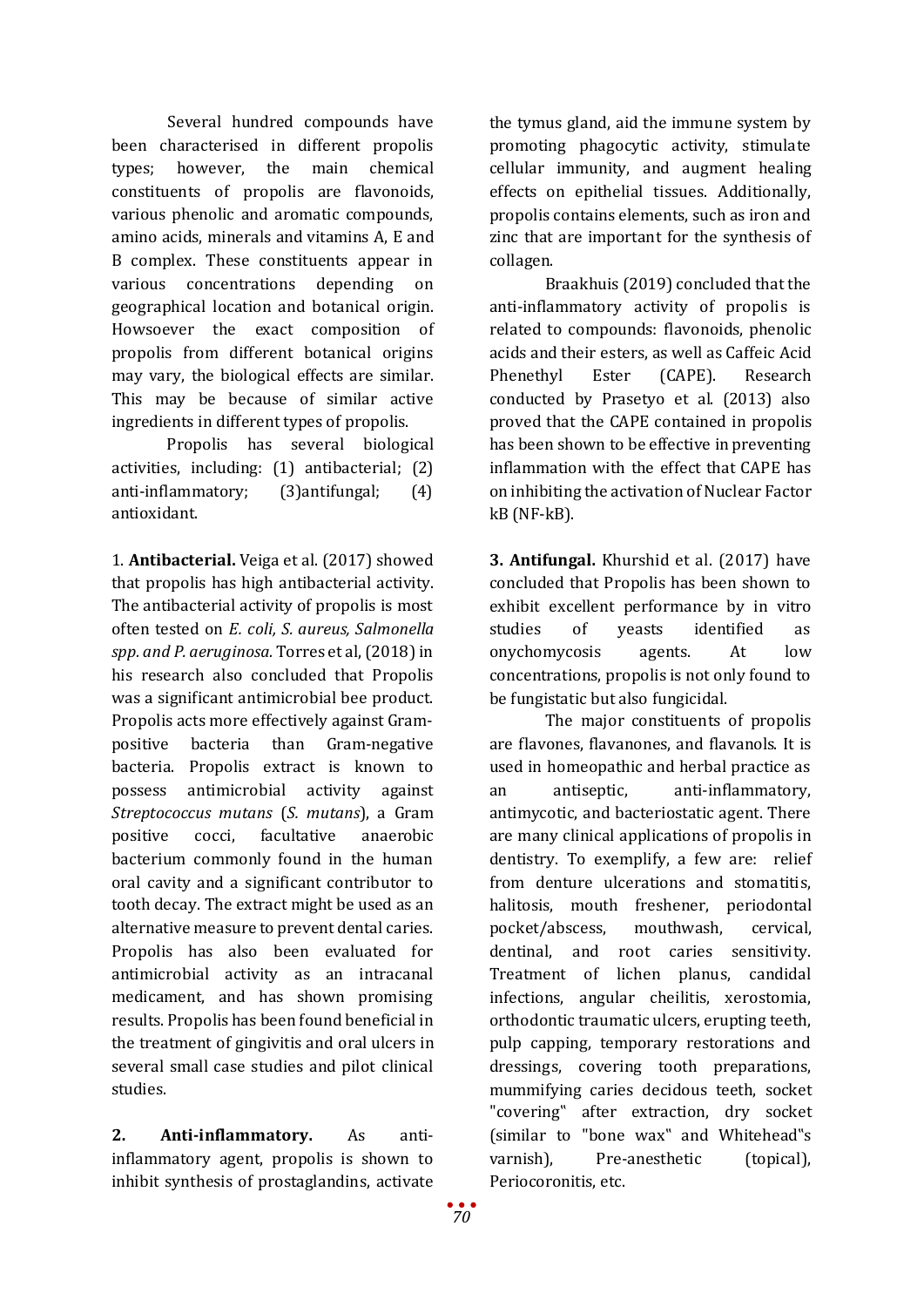Several hundred compounds have been characterised in different propolis types; however, the main chemical constituents of propolis are flavonoids, various phenolic and aromatic compounds, amino acids, minerals and vitamins A, E and B complex. These constituents appear in various concentrations depending on geographical location and botanical origin. Howsoever the exact composition of propolis from different botanical origins may vary, the biological effects are similar. This may be because of similar active ingredients in different types of propolis.

Propolis has several biological activities, including: (1) antibacterial; (2) anti-inflammatory; (3)antifungal; (4) antioxidant.

1. **Antibacterial.** Veiga et al. (2017) showed that propolis has high antibacterial activity. The antibacterial activity of propolis is most often tested on *E. coli, S. aureus, Salmonella spp. and P. aeruginosa.* Torres et al, (2018) in his research also concluded that Propolis was a significant antimicrobial bee product. Propolis acts more effectively against Gram-positive bacteria than Gram-negative bacteria. Propolis extract is known to possess antimicrobial activity against *Streptococcus mutans* (*S. mutans*), a Gram positive cocci, facultative anaerobic bacterium commonly found in the human oral cavity and a significant contributor to tooth decay. The extract might be used as an alternative measure to prevent dental caries. Propolis has also been evaluated for antimicrobial activity as an intracanal medicament, and has shown promising results. Propolis has been found beneficial in the treatment of gingivitis and oral ulcers in several small case studies and pilot clinical studies.

2. **Anti-inflammatory.** As anti-inflammatory agent, propolis is shown to inhibit synthesis of prostaglandins, activate the tymus gland, aid the immune system by promoting phagocytic activity, stimulate cellular immunity, and augment healing effects on epithelial tissues. Additionally, propolis contains elements, such as iron and zinc that are important for the synthesis of collagen.

Braakhuis (2019) concluded that the anti-inflammatory activity of propolis is related to compounds: flavonoids, phenolic acids and their esters, as well as Caffeic Acid Phenethyl Ester (CAPE). Research conducted by Prasetyo et al. (2013) also proved that the CAPE contained in propolis has been shown to be effective in preventing inflammation with the effect that CAPE has on inhibiting the activation of Nuclear Factor kB (NF-kB).

3. **Antifungal.** Khurshid et al. (2017) have concluded that Propolis has been shown to exhibit excellent performance by in vitro studies of yeasts identified as onychomycosis agents. At low concentrations, propolis is not only found to be fungistatic but also fungicidal.

The major constituents of propolis are flavones, flavanones, and flavanols. It is used in homeopathic and herbal practice as an antiseptic, anti-inflammatory, antimycotic, and bacteriostatic agent. There are many clinical applications of propolis in dentistry. To exemplify, a few are: relief from denture ulcerations and stomatitis, halitosis, mouth freshener, periodontal pocket/abscess, mouthwash, cervical, dentinal, and root caries sensitivity. Treatment of lichen planus, candidal infections, angular cheilitis, xerostomia, orthodontic traumatic ulcers, erupting teeth, pulp capping, temporary restorations and dressings, covering tooth preparations, mummifying caries decidous teeth, socket "covering‟ after extraction, dry socket (similar to "bone wax‟ and Whitehead‟s varnish), Pre-anesthetic (topical), Periocoronitis, etc.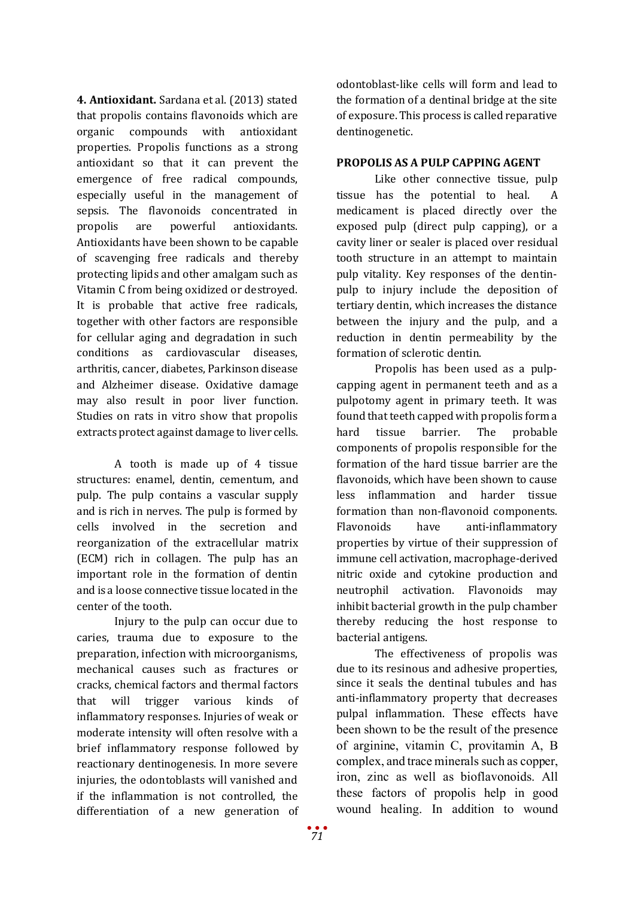**4. Antioxidant.** Sardana et al. (2013) stated that propolis contains flavonoids which are organic compounds with antioxidant properties. Propolis functions as a strong antioxidant so that it can prevent the emergence of free radical compounds, especially useful in the management of sepsis. The flavonoids concentrated in propolis are powerful antioxidants. Antioxidants have been shown to be capable of scavenging free radicals and thereby protecting lipids and other amalgam such as Vitamin C from being oxidized or destroyed. It is probable that active free radicals, together with other factors are responsible for cellular aging and degradation in such conditions as cardiovascular diseases, arthritis, cancer, diabetes, Parkinson disease and Alzheimer disease. Oxidative damage may also result in poor liver function. Studies on rats in vitro show that propolis extracts protect against damage to liver cells.

A tooth is made up of 4 tissue structures: enamel, dentin, cementum, and pulp. The pulp contains a vascular supply and is rich in nerves. The pulp is formed by cells involved in the secretion and reorganization of the extracellular matrix (ECM) rich in collagen. The pulp has an important role in the formation of dentin and is a loose connective tissue located in the center of the tooth.

Injury to the pulp can occur due to caries, trauma due to exposure to the preparation, infection with microorganisms, mechanical causes such as fractures or cracks, chemical factors and thermal factors that will trigger various kinds of inflammatory responses. Injuries of weak or moderate intensity will often resolve with a brief inflammatory response followed by reactionary dentinogenesis. In more severe injuries, the odontoblasts will vanished and if the inflammation is not controlled, the differentiation of a new generation of odontoblast-like cells will form and lead to the formation of a dentinal bridge at the site of exposure. This process is called reparative dentinogenetic.

## PROPOLIS AS A PULP CAPPING AGENT

Like other connective tissue, pulp tissue has the potential to heal. A medicament is placed directly over the exposed pulp (direct pulp capping), or a cavity liner or sealer is placed over residual tooth structure in an attempt to maintain pulp vitality. Key responses of the dentin-pulp to injury include the deposition of tertiary dentin, which increases the distance between the injury and the pulp, and a reduction in dentin permeability by the formation of sclerotic dentin.

Propolis has been used as a pulp-capping agent in permanent teeth and as a pulpotomy agent in primary teeth. It was found that teeth capped with propolis form a hard tissue barrier. The probable components of propolis responsible for the formation of the hard tissue barrier are the flavonoids, which have been shown to cause less inflammation and harder tissue formation than non-flavonoid components. Flavonoids have anti-inflammatory properties by virtue of their suppression of immune cell activation, macrophage-derived nitric oxide and cytokine production and neutrophil activation. Flavonoids may inhibit bacterial growth in the pulp chamber thereby reducing the host response to bacterial antigens.

The effectiveness of propolis was due to its resinous and adhesive properties, since it seals the dentinal tubules and has anti-inflammatory property that decreases pulpal inflammation. These effects have been shown to be the result of the presence of arginine, vitamin C, provitamin A, B complex, and trace minerals such as copper, iron, zinc as well as bioflavonoids. All these factors of propolis help in good wound healing. In addition to wound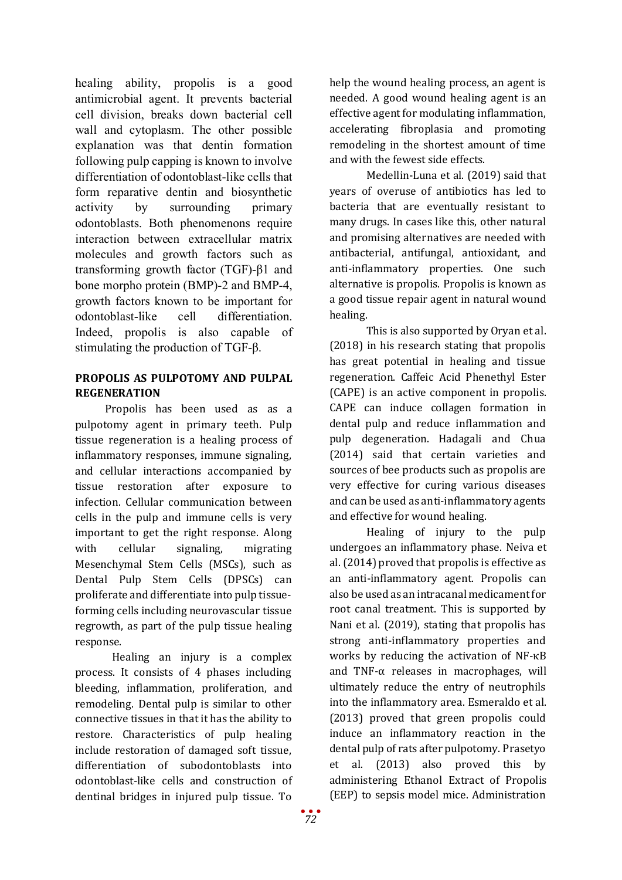healing ability, propolis is a good antimicrobial agent. It prevents bacterial cell division, breaks down bacterial cell wall and cytoplasm. The other possible explanation was that dentin formation following pulp capping is known to involve differentiation of odontoblast-like cells that form reparative dentin and biosynthetic activity by surrounding primary odontoblasts. Both phenomenons require interaction between extracellular matrix molecules and growth factors such as transforming growth factor (TGF)-β1 and bone morpho protein (BMP)-2 and BMP-4, growth factors known to be important for odontoblast-like cell differentiation. Indeed, propolis is also capable of stimulating the production of TGF-β.

**PROPOLIS AS PULPOTOMY AND PULPAL REGENERATION**

Propolis has been used as as a pulpotomy agent in primary teeth. Pulp tissue regeneration is a healing process of inflammatory responses, immune signaling, and cellular interactions accompanied by tissue restoration after exposure to infection. Cellular communication between cells in the pulp and immune cells is very important to get the right response. Along with cellular signaling, migrating Mesenchymal Stem Cells (MSCs), such as Dental Pulp Stem Cells (DPSCs) can proliferate and differentiate into pulp tissue-forming cells including neurovascular tissue regrowth, as part of the pulp tissue healing response.

Healing an injury is a complex process. It consists of 4 phases including bleeding, inflammation, proliferation, and remodeling. Dental pulp is similar to other connective tissues in that it has the ability to restore. Characteristics of pulp healing include restoration of damaged soft tissue, differentiation of subodontoblasts into odontoblast-like cells and construction of dentinal bridges in injured pulp tissue. To help the wound healing process, an agent is needed. A good wound healing agent is an effective agent for modulating inflammation, accelerating fibroplasia and promoting remodeling in the shortest amount of time and with the fewest side effects.

Medellin-Luna et al. (2019) said that years of overuse of antibiotics has led to bacteria that are eventually resistant to many drugs. In cases like this, other natural and promising alternatives are needed with antibacterial, antifungal, antioxidant, and anti-inflammatory properties. One such alternative is propolis. Propolis is known as a good tissue repair agent in natural wound healing.

This is also supported by Oryan et al. (2018) in his research stating that propolis has great potential in healing and tissue regeneration. Caffeic Acid Phenethyl Ester (CAPE) is an active component in propolis. CAPE can induce collagen formation in dental pulp and reduce inflammation and pulp degeneration. Hadagali and Chua (2014) said that certain varieties and sources of bee products such as propolis are very effective for curing various diseases and can be used as anti-inflammatory agents and effective for wound healing.

Healing of injury to the pulp undergoes an inflammatory phase. Neiva et al. (2014) proved that propolis is effective as an anti-inflammatory agent. Propolis can also be used as an intracanal medicament for root canal treatment. This is supported by Nani et al. (2019), stating that propolis has strong anti-inflammatory properties and works by reducing the activation of NF-κB and TNF-α releases in macrophages, will ultimately reduce the entry of neutrophils into the inflammatory area. Esmeraldo et al. (2013) proved that green propolis could induce an inflammatory reaction in the dental pulp of rats after pulpotomy. Prasetyo et al. (2013) also proved this by administering Ethanol Extract of Propolis (EEP) to sepsis model mice. Administration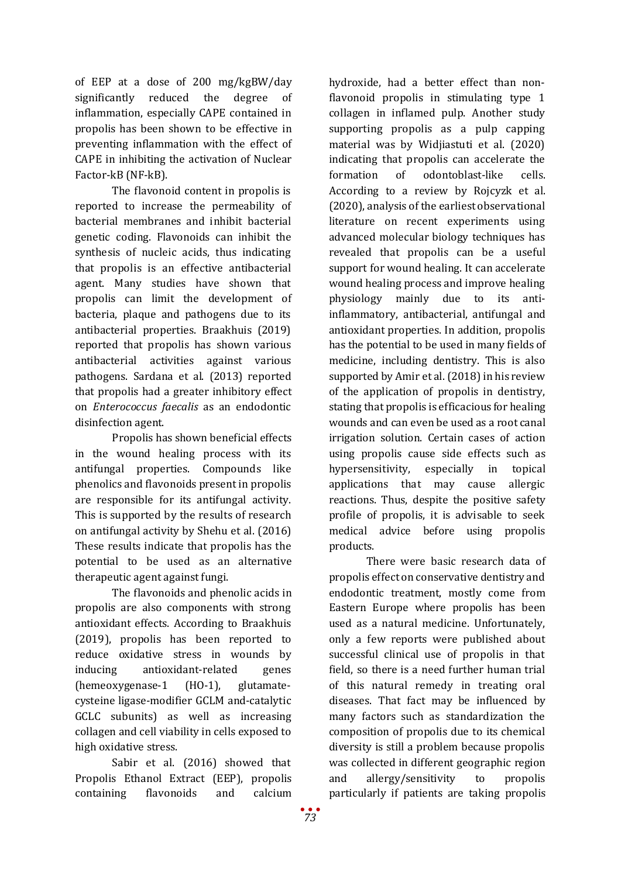of EEP at a dose of 200 mg/kgBW/day significantly reduced the degree of inflammation, especially CAPE contained in propolis has been shown to be effective in preventing inflammation with the effect of CAPE in inhibiting the activation of Nuclear Factor-kB (NF-kB).

The flavonoid content in propolis is reported to increase the permeability of bacterial membranes and inhibit bacterial genetic coding. Flavonoids can inhibit the synthesis of nucleic acids, thus indicating that propolis is an effective antibacterial agent. Many studies have shown that propolis can limit the development of bacteria, plaque and pathogens due to its antibacterial properties. Braakhuis (2019) reported that propolis has shown various antibacterial activities against various pathogens. Sardana et al. (2013) reported that propolis had a greater inhibitory effect on *Enterococcus faecalis* as an endodontic disinfection agent.

Propolis has shown beneficial effects in the wound healing process with its antifungal properties. Compounds like phenolics and flavonoids present in propolis are responsible for its antifungal activity. This is supported by the results of research on antifungal activity by Shehu et al. (2016) These results indicate that propolis has the potential to be used as an alternative therapeutic agent against fungi.

The flavonoids and phenolic acids in propolis are also components with strong antioxidant effects. According to Braakhuis (2019), propolis has been reported to reduce oxidative stress in wounds by inducing antioxidant-related genes (hemeoxygenase-1 (HO-1), glutamate-cysteine ligase-modifier GCLM and-catalytic GCLC subunits) as well as increasing collagen and cell viability in cells exposed to high oxidative stress.

Sabir et al. (2016) showed that Propolis Ethanol Extract (EEP), propolis containing flavonoids and calcium hydroxide, had a better effect than non-flavonoid propolis in stimulating type 1 collagen in inflamed pulp. Another study supporting propolis as a pulp capping material was by Widjiastuti et al. (2020) indicating that propolis can accelerate the formation of odontoblast-like cells. According to a review by Rojcyzk et al. (2020), analysis of the earliest observational literature on recent experiments using advanced molecular biology techniques has revealed that propolis can be a useful support for wound healing. It can accelerate wound healing process and improve healing physiology mainly due to its anti-inflammatory, antibacterial, antifungal and antioxidant properties. In addition, propolis has the potential to be used in many fields of medicine, including dentistry. This is also supported by Amir et al. (2018) in his review of the application of propolis in dentistry, stating that propolis is efficacious for healing wounds and can even be used as a root canal irrigation solution. Certain cases of action using propolis cause side effects such as hypersensitivity, especially in topical applications that may cause allergic reactions. Thus, despite the positive safety profile of propolis, it is advisable to seek medical advice before using propolis products.

There were basic research data of propolis effect on conservative dentistry and endodontic treatment, mostly come from Eastern Europe where propolis has been used as a natural medicine. Unfortunately, only a few reports were published about successful clinical use of propolis in that field, so there is a need further human trial of this natural remedy in treating oral diseases. That fact may be influenced by many factors such as standardization the composition of propolis due to its chemical diversity is still a problem because propolis was collected in different geographic region and allergy/sensitivity to propolis particularly if patients are taking propolis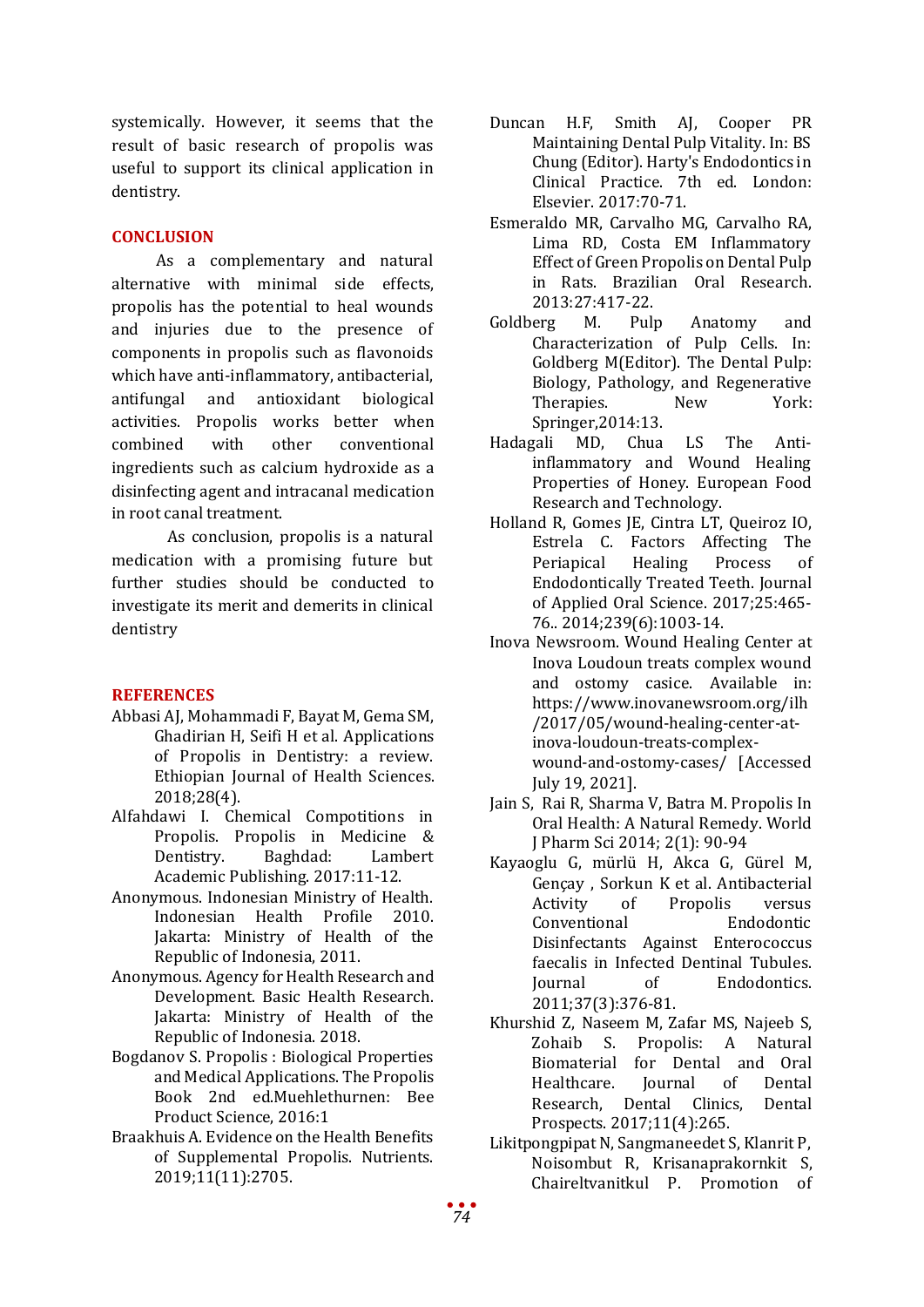systemically. However, it seems that the result of basic research of propolis was useful to support its clinical application in dentistry.

## CONCLUSION

As a complementary and natural alternative with minimal side effects, propolis has the potential to heal wounds and injuries due to the presence of components in propolis such as flavonoids which have anti-inflammatory, antibacterial, antifungal and antioxidant biological activities. Propolis works better when combined with other conventional ingredients such as calcium hydroxide as a disinfecting agent and intracanal medication in root canal treatment.

As conclusion, propolis is a natural medication with a promising future but further studies should be conducted to investigate its merit and demerits in clinical dentistry

## REFERENCES

Abbasi AJ, Mohammadi F, Bayat M, Gema SM, Ghadirian H, Seifi H et al. Applications of Propolis in Dentistry: a review. Ethiopian Journal of Health Sciences. 2018;28(4).

Alfahdawi I. Chemical Compotitions in Propolis. Propolis in Medicine & Dentistry. Baghdad: Lambert Academic Publishing. 2017:11-12.

Anonymous. Indonesian Ministry of Health. Indonesian Health Profile 2010. Jakarta: Ministry of Health of the Republic of Indonesia, 2011.

Anonymous. Agency for Health Research and Development. Basic Health Research. Jakarta: Ministry of Health of the Republic of Indonesia. 2018.

Bogdanov S. Propolis : Biological Properties and Medical Applications. The Propolis Book 2nd ed.Muehlethurnen: Bee Product Science, 2016:1

Braakhuis A. Evidence on the Health Benefits of Supplemental Propolis. Nutrients. 2019;11(11):2705.

Duncan H.F, Smith AJ, Cooper PR Maintaining Dental Pulp Vitality. In: BS Chung (Editor). Harty's Endodontics in Clinical Practice. 7th ed. London: Elsevier. 2017:70-71.

Esmeraldo MR, Carvalho MG, Carvalho RA, Lima RD, Costa EM Inflammatory Effect of Green Propolis on Dental Pulp in Rats. Brazilian Oral Research. 2013:27:417-22.

Goldberg M. Pulp Anatomy and Characterization of Pulp Cells. In: Goldberg M(Editor). The Dental Pulp: Biology, Pathology, and Regenerative Therapies. New York: Springer,2014:13.

Hadagali MD, Chua LS The Anti-inflammatory and Wound Healing Properties of Honey. European Food Research and Technology.

Holland R, Gomes JE, Cintra LT, Queiroz IO, Estrela C. Factors Affecting The Periapical Healing Process of Endodontically Treated Teeth. Journal of Applied Oral Science. 2017;25:465-76.. 2014;239(6):1003-14.

Inova Newsroom. Wound Healing Center at Inova Loudoun treats complex wound and ostomy casice. Available in: https://www.inovanewsroom.org/ilh/2017/05/wound-healing-center-at-inova-loudoun-treats-complex-wound-and-ostomy-cases/ [Accessed July 19, 2021].

Jain S, Rai R, Sharma V, Batra M. Propolis In Oral Health: A Natural Remedy. World J Pharm Sci 2014; 2(1): 90-94

Kayaoglu G, mürlü H, Akca G, Gürel M, Gençay , Sorkun K et al. Antibacterial Activity of Propolis versus Conventional Endodontic Disinfectants Against Enterococcus faecalis in Infected Dentinal Tubules. Journal of Endodontics. 2011;37(3):376-81.

Khurshid Z, Naseem M, Zafar MS, Najeeb S, Zohaib S. Propolis: A Natural Biomaterial for Dental and Oral Healthcare. Journal of Dental Research, Dental Clinics, Dental Prospects. 2017;11(4):265.

Likitpongpipat N, Sangmaneedet S, Klanrit P, Noisombut R, Krisanaprakornkit S, Chaireltvanitkul P. Promotion of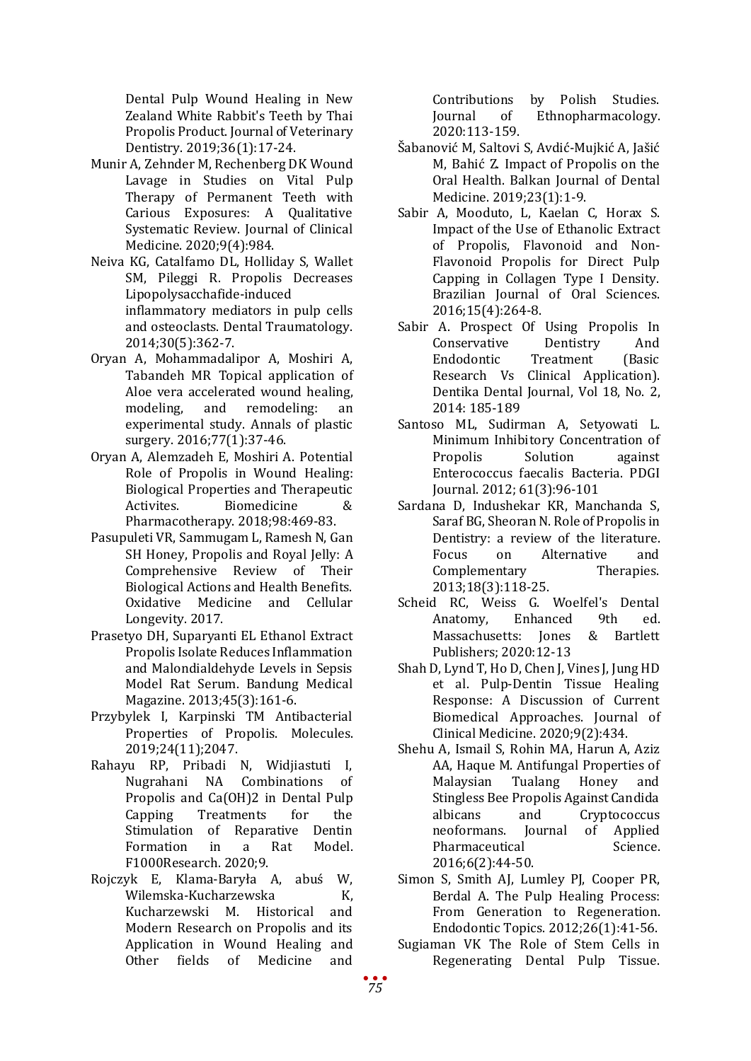Dental Pulp Wound Healing in New Zealand White Rabbit's Teeth by Thai Propolis Product. Journal of Veterinary Dentistry. 2019;36(1):17-24.

Munir A, Zehnder M, Rechenberg DK Wound Lavage in Studies on Vital Pulp Therapy of Permanent Teeth with Carious Exposures: A Qualitative Systematic Review. Journal of Clinical Medicine. 2020;9(4):984.

Neiva KG, Catalfamo DL, Holliday S, Wallet SM, Pileggi R. Propolis Decreases Lipopolysacchafide-induced inflammatory mediators in pulp cells and osteoclasts. Dental Traumatology. 2014;30(5):362-7.

Oryan A, Mohammadalipor A, Moshiri A, Tabandeh MR Topical application of Aloe vera accelerated wound healing, modeling, and remodeling: an experimental study. Annals of plastic surgery. 2016;77(1):37-46.

Oryan A, Alemzadeh E, Moshiri A. Potential Role of Propolis in Wound Healing: Biological Properties and Therapeutic Activites. Biomedicine & Pharmacotherapy. 2018;98:469-83.

Pasupuleti VR, Sammugam L, Ramesh N, Gan SH Honey, Propolis and Royal Jelly: A Comprehensive Review of Their Biological Actions and Health Benefits. Oxidative Medicine and Cellular Longevity. 2017.

Prasetyo DH, Suparyanti EL Ethanol Extract Propolis Isolate Reduces Inflammation and Malondialdehyde Levels in Sepsis Model Rat Serum. Bandung Medical Magazine. 2013;45(3):161-6.

Przybylek I, Karpinski TM Antibacterial Properties of Propolis. Molecules. 2019;24(11);2047.

Rahayu RP, Pribadi N, Widjiastuti I, Nugrahani NA Combinations of Propolis and Ca(OH)2 in Dental Pulp Capping Treatments for the Stimulation of Reparative Dentin Formation in a Rat Model. F1000Research. 2020;9.

Rojczyk E, Klama-Baryła A, abuś W, Wilemska-Kucharzewska K, Kucharzewski M. Historical and Modern Research on Propolis and its Application in Wound Healing and Other fields of Medicine and Contributions by Polish Studies. Journal of Ethnopharmacology. 2020:113-159.

Šabanović M, Saltovi S, Avdić-Mujkić A, Jašić M, Bahić Z. Impact of Propolis on the Oral Health. Balkan Journal of Dental Medicine. 2019;23(1):1-9.

Sabir A, Mooduto, L, Kaelan C, Horax S. Impact of the Use of Ethanolic Extract of Propolis, Flavonoid and Non-Flavonoid Propolis for Direct Pulp Capping in Collagen Type I Density. Brazilian Journal of Oral Sciences. 2016;15(4):264-8.

Sabir A. Prospect Of Using Propolis In Conservative Dentistry And Endodontic Treatment (Basic Research Vs Clinical Application). Dentika Dental Journal, Vol 18, No. 2, 2014: 185-189

Santoso ML, Sudirman A, Setyowati L. Minimum Inhibitory Concentration of Propolis Solution against Enterococcus faecalis Bacteria. PDGI Journal. 2012; 61(3):96-101

Sardana D, Indushekar KR, Manchanda S, Saraf BG, Sheoran N. Role of Propolis in Dentistry: a review of the literature. Focus on Alternative and Complementary Therapies. 2013;18(3):118-25.

Scheid RC, Weiss G. Woelfel's Dental Anatomy, Enhanced 9th ed. Massachusetts: Jones & Bartlett Publishers; 2020:12-13

Shah D, Lynd T, Ho D, Chen J, Vines J, Jung HD et al. Pulp-Dentin Tissue Healing Response: A Discussion of Current Biomedical Approaches. Journal of Clinical Medicine. 2020;9(2):434.

Shehu A, Ismail S, Rohin MA, Harun A, Aziz AA, Haque M. Antifungal Properties of Malaysian Tualang Honey and Stingless Bee Propolis Against Candida albicans and Cryptococcus neoformans. Journal of Applied Pharmaceutical Science. 2016;6(2):44-50.

Simon S, Smith AJ, Lumley PJ, Cooper PR, Berdal A. The Pulp Healing Process: From Generation to Regeneration. Endodontic Topics. 2012;26(1):41-56.

Sugiaman VK The Role of Stem Cells in Regenerating Dental Pulp Tissue.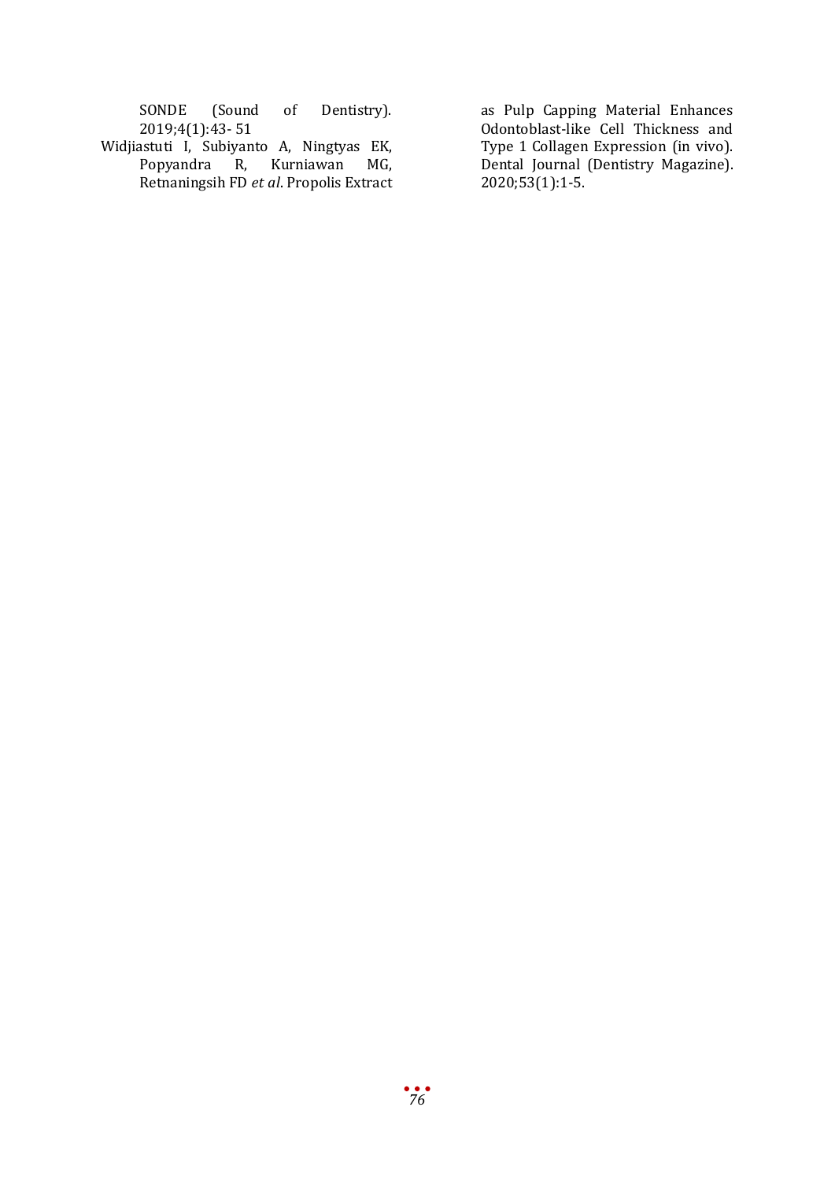SONDE (Sound of Dentistry). 2019;4(1):43- 51

Widjiastuti I, Subiyanto A, Ningtyas EK, Popyandra R, Kurniawan MG, Retnaningsih FD *et al*. Propolis Extract as Pulp Capping Material Enhances Odontoblast-like Cell Thickness and Type 1 Collagen Expression (in vivo). Dental Journal (Dentistry Magazine). 2020;53(1):1-5.